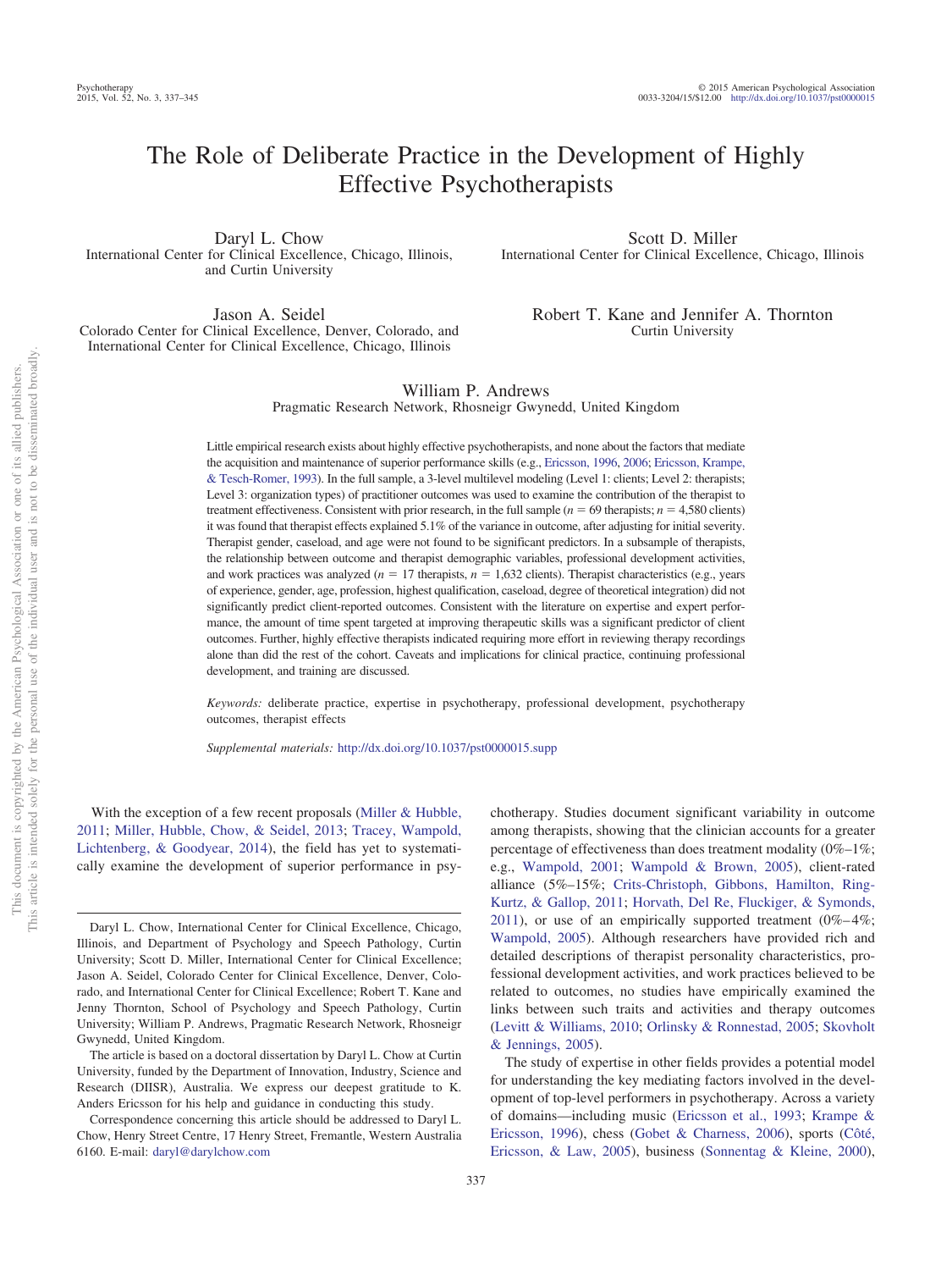# The Role of Deliberate Practice in the Development of Highly Effective Psychotherapists

Daryl L. Chow
International Center for Clinical Excellence, Chicago, Illinois, and Curtin University

Scott D. Miller
International Center for Clinical Excellence, Chicago, Illinois

Jason A. Seidel
Colorado Center for Clinical Excellence, Denver, Colorado, and International Center for Clinical Excellence, Chicago, Illinois

Robert T. Kane and Jennifer A. Thornton
Curtin University

William P. Andrews
Pragmatic Research Network, Rhosneigr Gwynedd, United Kingdom

Little empirical research exists about highly effective psychotherapists, and none about the factors that mediate the acquisition and maintenance of superior performance skills (e.g., Ericsson, 1996, 2006; Ericsson, Krampe, & Tesch-Romer, 1993). In the full sample, a 3-level multilevel modeling (Level 1: clients; Level 2: therapists; Level 3: organization types) of practitioner outcomes was used to examine the contribution of the therapist to treatment effectiveness. Consistent with prior research, in the full sample ($n$ = 69 therapists; $n$ = 4,580 clients) it was found that therapist effects explained 5.1% of the variance in outcome, after adjusting for initial severity. Therapist gender, caseload, and age were not found to be significant predictors. In a subsample of therapists, the relationship between outcome and therapist demographic variables, professional development activities, and work practices was analyzed ($n$ = 17 therapists, $n$ = 1,632 clients). Therapist characteristics (e.g., years of experience, gender, age, profession, highest qualification, caseload, degree of theoretical integration) did not significantly predict client-reported outcomes. Consistent with the literature on expertise and expert performance, the amount of time spent targeted at improving therapeutic skills was a significant predictor of client outcomes. Further, highly effective therapists indicated requiring more effort in reviewing therapy recordings alone than did the rest of the cohort. Caveats and implications for clinical practice, continuing professional development, and training are discussed.

*Keywords:* deliberate practice, expertise in psychotherapy, professional development, psychotherapy outcomes, therapist effects

*Supplemental materials:* http://dx.doi.org/10.1037/pst0000015.supp

With the exception of a few recent proposals (Miller & Hubble, 2011; Miller, Hubble, Chow, & Seidel, 2013; Tracey, Wampold, Lichtenberg, & Goodyear, 2014), the field has yet to systematically examine the development of superior performance in psychotherapy. Studies document significant variability in outcome among therapists, showing that the clinician accounts for a greater percentage of effectiveness than does treatment modality (0%–1%; e.g., Wampold, 2001; Wampold & Brown, 2005), client-rated alliance (5%–15%; Crits-Christoph, Gibbons, Hamilton, Ring-Kurtz, & Gallop, 2011; Horvath, Del Re, Fluckiger, & Symonds, 2011), or use of an empirically supported treatment (0%–4%; Wampold, 2005). Although researchers have provided rich and detailed descriptions of therapist personality characteristics, professional development activities, and work practices believed to be related to outcomes, no studies have empirically examined the links between such traits and activities and therapy outcomes (Levitt & Williams, 2010; Orlinsky & Ronnestad, 2005; Skovholt & Jennings, 2005).

The study of expertise in other fields provides a potential model for understanding the key mediating factors involved in the development of top-level performers in psychotherapy. Across a variety of domains—including music (Ericsson et al., 1993; Krampe & Ericsson, 1996), chess (Gobet & Charness, 2006), sports (Côté, Ericsson, & Law, 2005), business (Sonnentag & Kleine, 2000),

---

Daryl L. Chow, International Center for Clinical Excellence, Chicago, Illinois, and Department of Psychology and Speech Pathology, Curtin University; Scott D. Miller, International Center for Clinical Excellence; Jason A. Seidel, Colorado Center for Clinical Excellence, Denver, Colorado, and International Center for Clinical Excellence; Robert T. Kane and Jenny Thornton, School of Psychology and Speech Pathology, Curtin University; William P. Andrews, Pragmatic Research Network, Rhosneigr Gwynedd, United Kingdom.

The article is based on a doctoral dissertation by Daryl L. Chow at Curtin University, funded by the Department of Innovation, Industry, Science and Research (DIISR), Australia. We express our deepest gratitude to K. Anders Ericsson for his help and guidance in conducting this study.

Correspondence concerning this article should be addressed to Daryl L. Chow, Henry Street Centre, 17 Henry Street, Fremantle, Western Australia 6160. E-mail: daryl@darylchow.com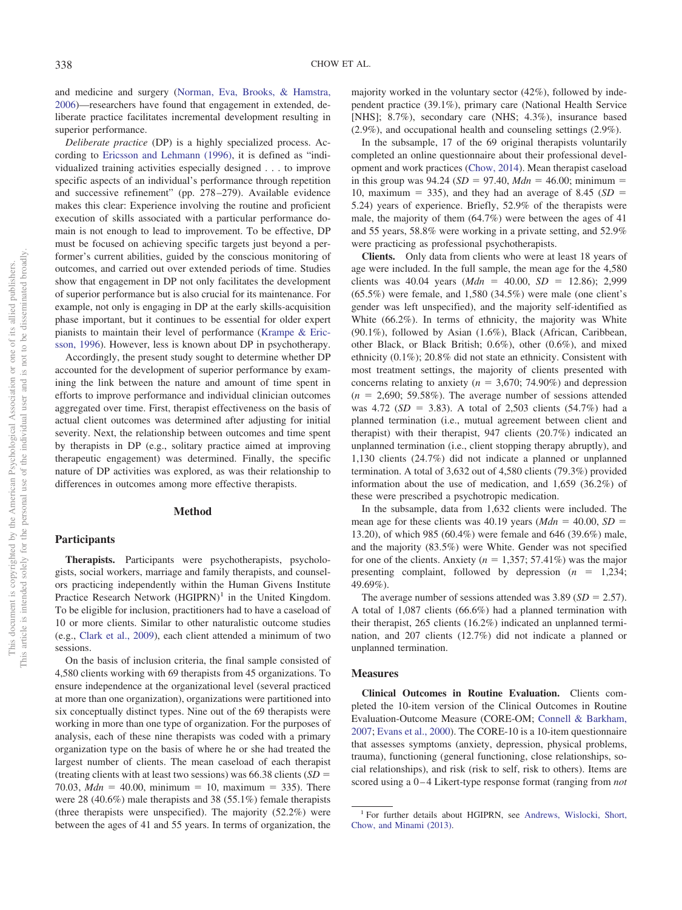and medicine and surgery (Norman, Eva, Brooks, & Hamstra, 2006)—researchers have found that engagement in extended, deliberate practice facilitates incremental development resulting in superior performance.

*Deliberate practice* (DP) is a highly specialized process. According to Ericsson and Lehmann (1996), it is defined as "individualized training activities especially designed . . . to improve specific aspects of an individual's performance through repetition and successive refinement" (pp. 278–279). Available evidence makes this clear: Experience involving the routine and proficient execution of skills associated with a particular performance domain is not enough to lead to improvement. To be effective, DP must be focused on achieving specific targets just beyond a performer's current abilities, guided by the conscious monitoring of outcomes, and carried out over extended periods of time. Studies show that engagement in DP not only facilitates the development of superior performance but is also crucial for its maintenance. For example, not only is engaging in DP at the early skills-acquisition phase important, but it continues to be essential for older expert pianists to maintain their level of performance (Krampe & Ericsson, 1996). However, less is known about DP in psychotherapy.

Accordingly, the present study sought to determine whether DP accounted for the development of superior performance by examining the link between the nature and amount of time spent in efforts to improve performance and individual clinician outcomes aggregated over time. First, therapist effectiveness on the basis of actual client outcomes was determined after adjusting for initial severity. Next, the relationship between outcomes and time spent by therapists in DP (e.g., solitary practice aimed at improving therapeutic engagement) was determined. Finally, the specific nature of DP activities was explored, as was their relationship to differences in outcomes among more effective therapists.

## Method

### Participants

**Therapists.** Participants were psychotherapists, psychologists, social workers, marriage and family therapists, and counselors practicing independently within the Human Givens Institute Practice Research Network (HGIPRN)[1] in the United Kingdom. To be eligible for inclusion, practitioners had to have a caseload of 10 or more clients. Similar to other naturalistic outcome studies (e.g., Clark et al., 2009), each client attended a minimum of two sessions.

On the basis of inclusion criteria, the final sample consisted of 4,580 clients working with 69 therapists from 45 organizations. To ensure independence at the organizational level (several practiced at more than one organization), organizations were partitioned into six conceptually distinct types. Nine out of the 69 therapists were working in more than one type of organization. For the purposes of analysis, each of these nine therapists was coded with a primary organization type on the basis of where he or she had treated the largest number of clients. The mean caseload of each therapist (treating clients with at least two sessions) was 66.38 clients ($SD$ = 70.03, $Mdn$ = 40.00, minimum = 10, maximum = 335). There were 28 (40.6%) male therapists and 38 (55.1%) female therapists (three therapists were unspecified). The majority (52.2%) were between the ages of 41 and 55 years. In terms of organization, the majority worked in the voluntary sector (42%), followed by independent practice (39.1%), primary care (National Health Service [NHS]; 8.7%), secondary care (NHS; 4.3%), insurance based (2.9%), and occupational health and counseling settings (2.9%).

In the subsample, 17 of the 69 original therapists voluntarily completed an online questionnaire about their professional development and work practices (Chow, 2014). Mean therapist caseload in this group was 94.24 ($SD$ = 97.40, $Mdn$ = 46.00; minimum = 10, maximum = 335), and they had an average of 8.45 ($SD$ = 5.24) years of experience. Briefly, 52.9% of the therapists were male, the majority of them (64.7%) were between the ages of 41 and 55 years, 58.8% were working in a private setting, and 52.9% were practicing as professional psychotherapists.

**Clients.** Only data from clients who were at least 18 years of age were included. In the full sample, the mean age for the 4,580 clients was 40.04 years ($Mdn$ = 40.00, $SD$ = 12.86); 2,999 (65.5%) were female, and 1,580 (34.5%) were male (one client's gender was left unspecified), and the majority self-identified as White (66.2%). In terms of ethnicity, the majority was White (90.1%), followed by Asian (1.6%), Black (African, Caribbean, other Black, or Black British; 0.6%), other (0.6%), and mixed ethnicity (0.1%); 20.8% did not state an ethnicity. Consistent with most treatment settings, the majority of clients presented with concerns relating to anxiety ($n$ = 3,670; 74.90%) and depression ($n$ = 2,690; 59.58%). The average number of sessions attended was 4.72 ($SD$ = 3.83). A total of 2,503 clients (54.7%) had a planned termination (i.e., mutual agreement between client and therapist) with their therapist, 947 clients (20.7%) indicated an unplanned termination (i.e., client stopping therapy abruptly), and 1,130 clients (24.7%) did not indicate a planned or unplanned termination. A total of 3,632 out of 4,580 clients (79.3%) provided information about the use of medication, and 1,659 (36.2%) of these were prescribed a psychotropic medication.

In the subsample, data from 1,632 clients were included. The mean age for these clients was 40.19 years ($Mdn$ = 40.00, $SD$ = 13.20), of which 985 (60.4%) were female and 646 (39.6%) male, and the majority (83.5%) were White. Gender was not specified for one of the clients. Anxiety ($n$ = 1,357; 57.41%) was the major presenting complaint, followed by depression ($n$ = 1,234; 49.69%).

The average number of sessions attended was 3.89 ($SD$ = 2.57). A total of 1,087 clients (66.6%) had a planned termination with their therapist, 265 clients (16.2%) indicated an unplanned termination, and 207 clients (12.7%) did not indicate a planned or unplanned termination.

### Measures

**Clinical Outcomes in Routine Evaluation.** Clients completed the 10-item version of the Clinical Outcomes in Routine Evaluation-Outcome Measure (CORE-OM; Connell & Barkham, 2007; Evans et al., 2000). The CORE-10 is a 10-item questionnaire that assesses symptoms (anxiety, depression, physical problems, trauma), functioning (general functioning, close relationships, social relationships), and risk (risk to self, risk to others). Items are scored using a 0–4 Likert-type response format (ranging from *not*

[1] For further details about HGIPRN, see Andrews, Wislocki, Short, Chow, and Minami (2013).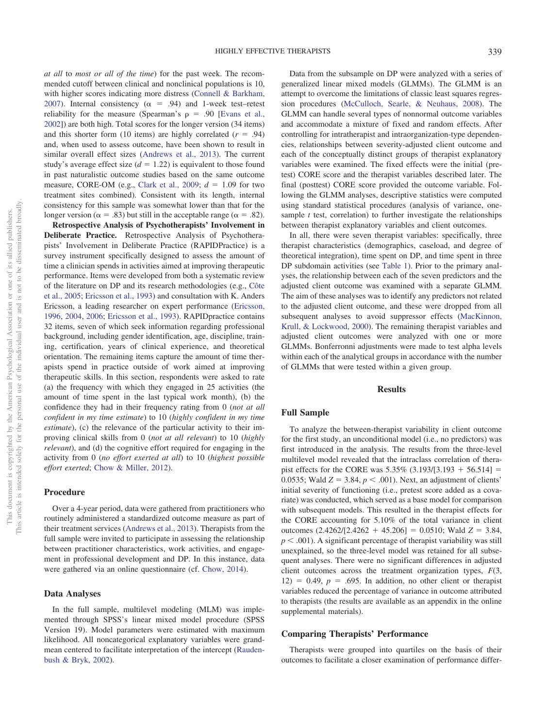*at all* to *most or all of the time*) for the past week. The recommended cutoff between clinical and nonclinical populations is 10, with higher scores indicating more distress (Connell & Barkham, 2007). Internal consistency ($\alpha$ = .94) and 1-week test–retest reliability for the measure (Spearman's $\rho$ = .90 [Evans et al., 2002]) are both high. Total scores for the longer version (34 items) and this shorter form (10 items) are highly correlated ($r$ = .94) and, when used to assess outcome, have been shown to result in similar overall effect sizes (Andrews et al., 2013). The current study's average effect size ($d$ = 1.22) is equivalent to those found in past naturalistic outcome studies based on the same outcome measure, CORE-OM (e.g., Clark et al., 2009; $d$ = 1.09 for two treatment sites combined). Consistent with its length, internal consistency for this sample was somewhat lower than that for the longer version ($\alpha$ = .83) but still in the acceptable range ($\alpha$ = .82).

**Retrospective Analysis of Psychotherapists' Involvement in Deliberate Practice.** Retrospective Analysis of Psychotherapists' Involvement in Deliberate Practice (RAPIDPractice) is a survey instrument specifically designed to assess the amount of time a clinician spends in activities aimed at improving therapeutic performance. Items were developed from both a systematic review of the literature on DP and its research methodologies (e.g., Côte et al., 2005; Ericsson et al., 1993) and consultation with K. Anders Ericsson, a leading researcher on expert performance (Ericsson, 1996, 2004, 2006; Ericsson et al., 1993). RAPIDpractice contains 32 items, seven of which seek information regarding professional background, including gender identification, age, discipline, training, certification, years of clinical experience, and theoretical orientation. The remaining items capture the amount of time therapists spend in practice outside of work aimed at improving therapeutic skills. In this section, respondents were asked to rate (a) the frequency with which they engaged in 25 activities (the amount of time spent in the last typical work month), (b) the confidence they had in their frequency rating from 0 (*not at all confident in my time estimate*) to 10 (*highly confident in my time estimate*), (c) the relevance of the particular activity to their improving clinical skills from 0 (*not at all relevant*) to 10 (*highly relevant*), and (d) the cognitive effort required for engaging in the activity from 0 (*no effort exerted at all*) to 10 (*highest possible effort exerted*; Chow & Miller, 2012).

## Procedure

Over a 4-year period, data were gathered from practitioners who routinely administered a standardized outcome measure as part of their treatment services (Andrews et al., 2013). Therapists from the full sample were invited to participate in assessing the relationship between practitioner characteristics, work activities, and engagement in professional development and DP. In this instance, data were gathered via an online questionnaire (cf. Chow, 2014).

## Data Analyses

In the full sample, multilevel modeling (MLM) was implemented through SPSS's linear mixed model procedure (SPSS Version 19). Model parameters were estimated with maximum likelihood. All noncategorical explanatory variables were grand-mean centered to facilitate interpretation of the intercept (Raudenbush & Bryk, 2002).

Data from the subsample on DP were analyzed with a series of generalized linear mixed models (GLMMs). The GLMM is an attempt to overcome the limitations of classic least squares regression procedures (McCulloch, Searle, & Neuhaus, 2008). The GLMM can handle several types of nonnormal outcome variables and accommodate a mixture of fixed and random effects. After controlling for intratherapist and intraorganization-type dependencies, relationships between severity-adjusted client outcome and each of the conceptually distinct groups of therapist explanatory variables were examined. The fixed effects were the initial (pretest) CORE score and the therapist variables described later. The final (posttest) CORE score provided the outcome variable. Following the GLMM analyses, descriptive statistics were computed using standard statistical procedures (analysis of variance, one-sample $t$ test, correlation) to further investigate the relationships between therapist explanatory variables and client outcomes.

In all, there were seven therapist variables: specifically, three therapist characteristics (demographics, caseload, and degree of theoretical integration), time spent on DP, and time spent in three DP subdomain activities (see Table 1). Prior to the primary analyses, the relationship between each of the seven predictors and the adjusted client outcome was examined with a separate GLMM. The aim of these analyses was to identify any predictors not related to the adjusted client outcome, and these were dropped from all subsequent analyses to avoid suppressor effects (MacKinnon, Krull, & Lockwood, 2000). The remaining therapist variables and adjusted client outcomes were analyzed with one or more GLMMs. Bonferronni adjustments were made to test alpha levels within each of the analytical groups in accordance with the number of GLMMs that were tested within a given group.

# Results

## Full Sample

To analyze the between-therapist variability in client outcome for the first study, an unconditional model (i.e., no predictors) was first introduced in the analysis. The results from the three-level multilevel model revealed that the intraclass correlation of therapist effects for the CORE was 5.35% (3.193/[3.193 + 56.514] = 0.0535; Wald $Z$ = 3.84, $p < .001$). Next, an adjustment of clients' initial severity of functioning (i.e., pretest score added as a covariate) was conducted, which served as a base model for comparison with subsequent models. This resulted in the therapist effects for the CORE accounting for 5.10% of the total variance in client outcomes (2.4262/[2.4262 + 45.206] = 0.0510; Wald $Z$ = 3.84, $p < .001$). A significant percentage of therapist variability was still unexplained, so the three-level model was retained for all subsequent analyses. There were no significant differences in adjusted client outcomes across the treatment organization types, $F(3, 12)$ = 0.49, $p$ = .695. In addition, no other client or therapist variables reduced the percentage of variance in outcome attributed to therapists (the results are available as an appendix in the online supplemental materials).

## Comparing Therapists' Performance

Therapists were grouped into quartiles on the basis of their outcomes to facilitate a closer examination of performance differ-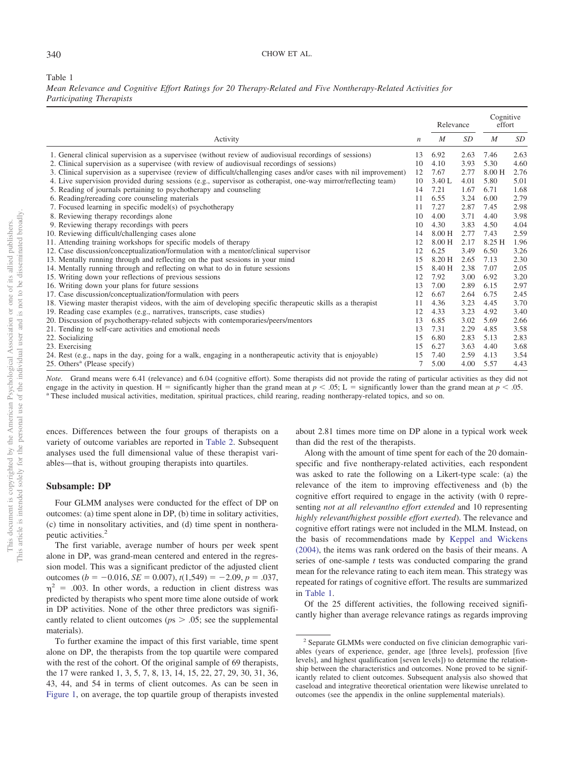Table 1

*Mean Relevance and Cognitive Effort Ratings for 20 Therapy-Related and Five Nontherapy-Related Activities for Participating Therapists*

| Activity | *n* | Relevance | | Cognitive effort | |
|---|---|---|---|---|---|
| | | *M* | *SD* | *M* | *SD* |
| 1. General clinical supervision as a supervisee (without review of audiovisual recordings of sessions) | 13 | 6.92 | 2.63 | 7.46 | 2.63 |
| 2. Clinical supervision as a supervisee (with review of audiovisual recordings of sessions) | 10 | 4.10 | 3.93 | 5.30 | 4.60 |
| 3. Clinical supervision as a supervisee (review of difficult/challenging cases and/or cases with nil improvement) | 12 | 7.67 | 2.77 | 8.00 H | 2.76 |
| 4. Live supervision provided during sessions (e.g., supervisor as cotherapist, one-way mirror/reflecting team) | 10 | 3.40 L | 4.01 | 5.80 | 5.01 |
| 5. Reading of journals pertaining to psychotherapy and counseling | 14 | 7.21 | 1.67 | 6.71 | 1.68 |
| 6. Reading/rereading core counseling materials | 11 | 6.55 | 3.24 | 6.00 | 2.79 |
| 7. Focused learning in specific model(s) of psychotherapy | 11 | 7.27 | 2.87 | 7.45 | 2.98 |
| 8. Reviewing therapy recordings alone | 10 | 4.00 | 3.71 | 4.40 | 3.98 |
| 9. Reviewing therapy recordings with peers | 10 | 4.30 | 3.83 | 4.50 | 4.04 |
| 10. Reviewing difficult/challenging cases alone | 14 | 8.00 H | 2.77 | 7.43 | 2.59 |
| 11. Attending training workshops for specific models of therapy | 12 | 8.00 H | 2.17 | 8.25 H | 1.96 |
| 12. Case discussion/conceptualization/formulation with a mentor/clinical supervisor | 12 | 6.25 | 3.49 | 6.50 | 3.26 |
| 13. Mentally running through and reflecting on the past sessions in your mind | 15 | 8.20 H | 2.65 | 7.13 | 2.30 |
| 14. Mentally running through and reflecting on what to do in future sessions | 15 | 8.40 H | 2.38 | 7.07 | 2.05 |
| 15. Writing down your reflections of previous sessions | 12 | 7.92 | 3.00 | 6.92 | 3.20 |
| 16. Writing down your plans for future sessions | 13 | 7.00 | 2.89 | 6.15 | 2.97 |
| 17. Case discussion/conceptualization/formulation with peers | 12 | 6.67 | 2.64 | 6.75 | 2.45 |
| 18. Viewing master therapist videos, with the aim of developing specific therapeutic skills as a therapist | 11 | 4.36 | 3.23 | 4.45 | 3.70 |
| 19. Reading case examples (e.g., narratives, transcripts, case studies) | 12 | 4.33 | 3.23 | 4.92 | 3.40 |
| 20. Discussion of psychotherapy-related subjects with contemporaries/peers/mentors | 13 | 6.85 | 3.02 | 5.69 | 2.66 |
| 21. Tending to self-care activities and emotional needs | 13 | 7.31 | 2.29 | 4.85 | 3.58 |
| 22. Socializing | 15 | 6.80 | 2.83 | 5.13 | 2.83 |
| 23. Exercising | 15 | 6.27 | 3.63 | 4.40 | 3.68 |
| 24. Rest (e.g., naps in the day, going for a walk, engaging in a nontherapeutic activity that is enjoyable) | 15 | 7.40 | 2.59 | 4.13 | 3.54 |
| 25. Others[a] (Please specify) | 7 | 5.00 | 4.00 | 5.57 | 4.43 |

*Note.* Grand means were 6.41 (relevance) and 6.04 (cognitive effort). Some therapists did not provide the rating of particular activities as they did not engage in the activity in question. H = significantly higher than the grand mean at $p < .05$; L = significantly lower than the grand mean at $p < .05$.
[a] These included musical activities, meditation, spiritual practices, child rearing, reading nontherapy-related topics, and so on.

ences. Differences between the four groups of therapists on a variety of outcome variables are reported in Table 2. Subsequent analyses used the full dimensional value of these therapist variables—that is, without grouping therapists into quartiles.

## Subsample: DP

Four GLMM analyses were conducted for the effect of DP on outcomes: (a) time spent alone in DP, (b) time in solitary activities, (c) time in nonsolitary activities, and (d) time spent in nontherapeutic activities.[2]

The first variable, average number of hours per week spent alone in DP, was grand-mean centered and entered in the regression model. This was a significant predictor of the adjusted client outcomes ($b = -0.016$, $SE = 0.007$), $t(1{,}549) = -2.09$, $p = .037$, $\eta^2 = .003$. In other words, a reduction in client distress was predicted by therapists who spent more time alone outside of work in DP activities. None of the other three predictors was significantly related to client outcomes ($p$s $> .05$; see the supplemental materials).

To further examine the impact of this first variable, time spent alone on DP, the therapists from the top quartile were compared with the rest of the cohort. Of the original sample of 69 therapists, the 17 were ranked 1, 3, 5, 7, 8, 13, 14, 15, 22, 27, 29, 30, 31, 36, 43, 44, and 54 in terms of client outcomes. As can be seen in Figure 1, on average, the top quartile group of therapists invested about 2.81 times more time on DP alone in a typical work week than did the rest of the therapists.

Along with the amount of time spent for each of the 20 domain-specific and five nontherapy-related activities, each respondent was asked to rate the following on a Likert-type scale: (a) the relevance of the item to improving effectiveness and (b) the cognitive effort required to engage in the activity (with 0 representing *not at all relevant*/*no effort extended* and 10 representing *highly relevant*/*highest possible effort exerted*). The relevance and cognitive effort ratings were not included in the MLM. Instead, on the basis of recommendations made by Keppel and Wickens (2004), the items was rank ordered on the basis of their means. A series of one-sample $t$ tests was conducted comparing the grand mean for the relevance rating to each item mean. This strategy was repeated for ratings of cognitive effort. The results are summarized in Table 1.

Of the 25 different activities, the following received significantly higher than average relevance ratings as regards improving

[2] Separate GLMMs were conducted on five clinician demographic variables (years of experience, gender, age [three levels], profession [five levels], and highest qualification [seven levels]) to determine the relationship between the characteristics and outcomes. None proved to be significantly related to client outcomes. Subsequent analysis also showed that caseload and integrative theoretical orientation were likewise unrelated to outcomes (see the appendix in the online supplemental materials).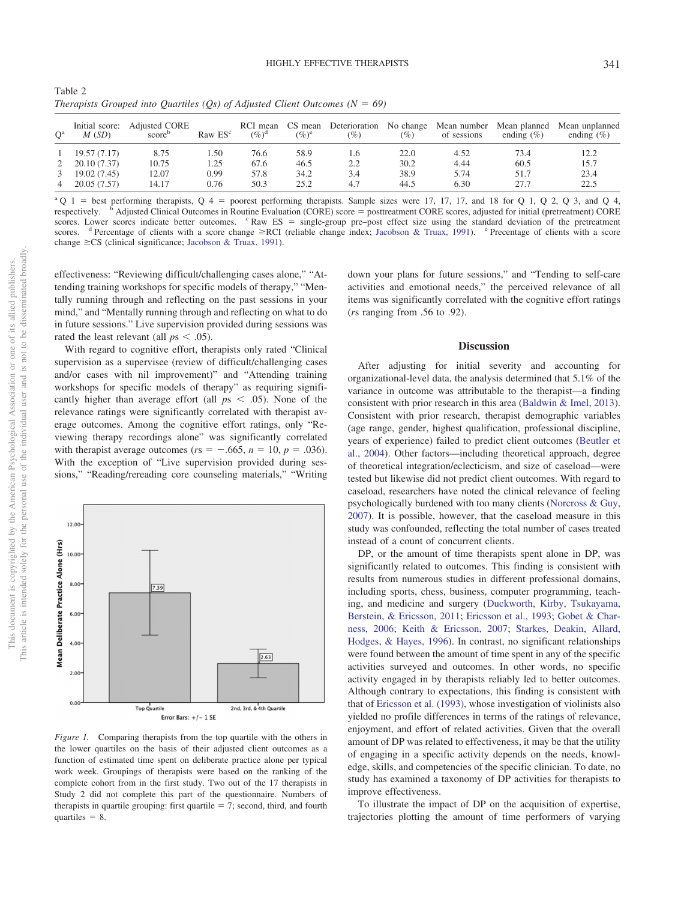Table 2
*Therapists Grouped into Quartiles (Qs) of Adjusted Client Outcomes (N = 69)*

| Q[a] | Initial score: *M* (*SD*) | Adjusted CORE score[b] | Raw ES[c] | RCI mean (%)[d] | CS mean (%)[e] | Deterioration (%) | No change (%) | Mean number of sessions | Mean planned ending (%) | Mean unplanned ending (%) |
|---|---|---|---|---|---|---|---|---|---|---|
| 1 | 19.57 (7.17) | 8.75 | 1.50 | 76.6 | 58.9 | 1.6 | 22.0 | 4.52 | 73.4 | 12.2 |
| 2 | 20.10 (7.37) | 10.75 | 1.25 | 67.6 | 46.5 | 2.2 | 30.2 | 4.44 | 60.5 | 15.7 |
| 3 | 19.02 (7.45) | 12.07 | 0.99 | 57.8 | 34.2 | 3.4 | 38.9 | 5.74 | 51.7 | 23.4 |
| 4 | 20.05 (7.57) | 14.17 | 0.76 | 50.3 | 25.2 | 4.7 | 44.5 | 6.30 | 27.7 | 22.5 |

[a] Q 1 = best performing therapists, Q 4 = poorest performing therapists. Sample sizes were 17, 17, 17, and 18 for Q 1, Q 2, Q 3, and Q 4, respectively. [b] Adjusted Clinical Outcomes in Routine Evaluation (CORE) score = posttreatment CORE scores, adjusted for initial (pretreatment) CORE scores. Lower scores indicate better outcomes. [c] Raw ES = single-group pre–post effect size using the standard deviation of the pretreatment scores. [d] Percentage of clients with a score change ≥RCI (reliable change index; Jacobson & Truax, 1991). [e] Precentage of clients with a score change ≥CS (clinical significance; Jacobson & Truax, 1991).

effectiveness: "Reviewing difficult/challenging cases alone," "Attending training workshops for specific models of therapy," "Mentally running through and reflecting on the past sessions in your mind," and "Mentally running through and reflecting on what to do in future sessions." Live supervision provided during sessions was rated the least relevant (all $ps < .05$).

With regard to cognitive effort, therapists only rated "Clinical supervision as a supervisee (review of difficult/challenging cases and/or cases with nil improvement)" and "Attending training workshops for specific models of therapy" as requiring significantly higher than average effort (all $ps < .05$). None of the relevance ratings were significantly correlated with therapist average outcomes. Among the cognitive effort ratings, only "Reviewing therapy recordings alone" was significantly correlated with therapist average outcomes ($rs = -.665$, $n = 10$, $p = .036$). With the exception of "Live supervision provided during sessions," "Reading/rereading core counseling materials," "Writing down your plans for future sessions," and "Tending to self-care activities and emotional needs," the perceived relevance of all items was significantly correlated with the cognitive effort ratings ($r$s ranging from .56 to .92).

*Figure 1.* Comparing therapists from the top quartile with the others in the lower quartiles on the basis of their adjusted client outcomes as a function of estimated time spent on deliberate practice alone per typical work week. Groupings of therapists were based on the ranking of the complete cohort from in the first study. Two out of the 17 therapists in Study 2 did not complete this part of the questionnaire. Numbers of therapists in quartile grouping: first quartile = 7; second, third, and fourth quartiles = 8.

## Discussion

After adjusting for initial severity and accounting for organizational-level data, the analysis determined that 5.1% of the variance in outcome was attributable to the therapist—a finding consistent with prior research in this area (Baldwin & Imel, 2013). Consistent with prior research, therapist demographic variables (age range, gender, highest qualification, professional discipline, years of experience) failed to predict client outcomes (Beutler et al., 2004). Other factors—including theoretical approach, degree of theoretical integration/eclecticism, and size of caseload—were tested but likewise did not predict client outcomes. With regard to caseload, researchers have noted the clinical relevance of feeling psychologically burdened with too many clients (Norcross & Guy, 2007). It is possible, however, that the caseload measure in this study was confounded, reflecting the total number of cases treated instead of a count of concurrent clients.

DP, or the amount of time therapists spent alone in DP, was significantly related to outcomes. This finding is consistent with results from numerous studies in different professional domains, including sports, chess, business, computer programming, teaching, and medicine and surgery (Duckworth, Kirby, Tsukayama, Berstein, & Ericsson, 2011; Ericsson et al., 1993; Gobet & Charness, 2006; Keith & Ericsson, 2007; Starkes, Deakin, Allard, Hodges, & Hayes, 1996). In contrast, no significant relationships were found between the amount of time spent in any of the specific activities surveyed and outcomes. In other words, no specific activity engaged in by therapists reliably led to better outcomes. Although contrary to expectations, this finding is consistent with that of Ericsson et al. (1993), whose investigation of violinists also yielded no profile differences in terms of the ratings of relevance, enjoyment, and effort of related activities. Given that the overall amount of DP was related to effectiveness, it may be that the utility of engaging in a specific activity depends on the needs, knowledge, skills, and competencies of the specific clinician. To date, no study has examined a taxonomy of DP activities for therapists to improve effectiveness.

To illustrate the impact of DP on the acquisition of expertise, trajectories plotting the amount of time performers of varying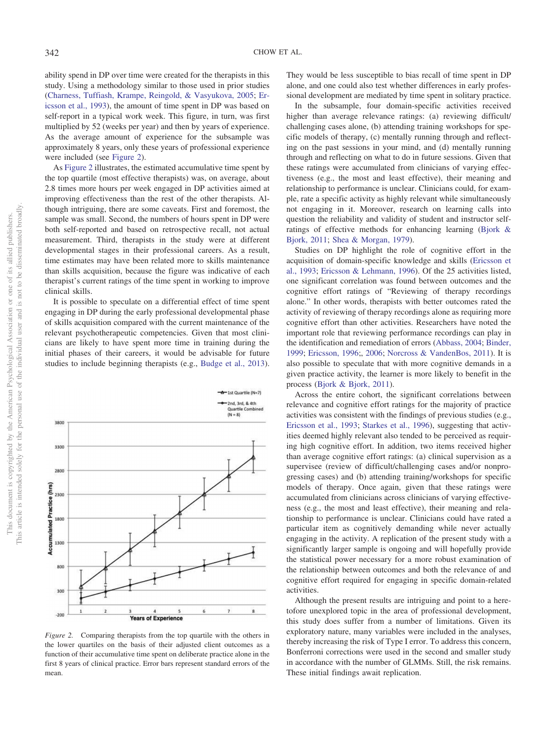ability spend in DP over time were created for the therapists in this study. Using a methodology similar to those used in prior studies (Charness, Tuffiash, Krampe, Reingold, & Vasyukova, 2005; Ericsson et al., 1993), the amount of time spent in DP was based on self-report in a typical work week. This figure, in turn, was first multiplied by 52 (weeks per year) and then by years of experience. As the average amount of experience for the subsample was approximately 8 years, only these years of professional experience were included (see Figure 2).

As Figure 2 illustrates, the estimated accumulative time spent by the top quartile (most effective therapists) was, on average, about 2.8 times more hours per week engaged in DP activities aimed at improving effectiveness than the rest of the other therapists. Although intriguing, there are some caveats. First and foremost, the sample was small. Second, the numbers of hours spent in DP were both self-reported and based on retrospective recall, not actual measurement. Third, therapists in the study were at different developmental stages in their professional careers. As a result, time estimates may have been related more to skills maintenance than skills acquisition, because the figure was indicative of each therapist's current ratings of the time spent in working to improve clinical skills.

It is possible to speculate on a differential effect of time spent engaging in DP during the early professional developmental phase of skills acquisition compared with the current maintenance of the relevant psychotherapeutic competencies. Given that most clinicians are likely to have spent more time in training during the initial phases of their careers, it would be advisable for future studies to include beginning therapists (e.g., Budge et al., 2013).

1st Quartile (N=7)
2nd, 3rd, & 4th Quartile Combined (N = 8)
Accumulated Practice (hrs)
3800
3300
2800
2300
1800
1300
800
300
-200
1 2 3 4 5 6 7 8
Years of Experience

*Figure 2.* Comparing therapists from the top quartile with the others in the lower quartiles on the basis of their adjusted client outcomes as a function of their accumulative time spent on deliberate practice alone in the first 8 years of clinical practice. Error bars represent standard errors of the mean.

They would be less susceptible to bias recall of time spent in DP alone, and one could also test whether differences in early professional development are mediated by time spent in solitary practice.

In the subsample, four domain-specific activities received higher than average relevance ratings: (a) reviewing difficult/challenging cases alone, (b) attending training workshops for specific models of therapy, (c) mentally running through and reflecting on the past sessions in your mind, and (d) mentally running through and reflecting on what to do in future sessions. Given that these ratings were accumulated from clinicians of varying effectiveness (e.g., the most and least effective), their meaning and relationship to performance is unclear. Clinicians could, for example, rate a specific activity as highly relevant while simultaneously not engaging in it. Moreover, research on learning calls into question the reliability and validity of student and instructor self-ratings of effective methods for enhancing learning (Bjork & Bjork, 2011; Shea & Morgan, 1979).

Studies on DP highlight the role of cognitive effort in the acquisition of domain-specific knowledge and skills (Ericsson et al., 1993; Ericsson & Lehmann, 1996). Of the 25 activities listed, one significant correlation was found between outcomes and the cognitive effort ratings of "Reviewing of therapy recordings alone." In other words, therapists with better outcomes rated the activity of reviewing of therapy recordings alone as requiring more cognitive effort than other activities. Researchers have noted the important role that reviewing performance recordings can play in the identification and remediation of errors (Abbass, 2004; Binder, 1999; Ericsson, 1996;, 2006; Norcross & VandenBos, 2011). It is also possible to speculate that with more cognitive demands in a given practice activity, the learner is more likely to benefit in the process (Bjork & Bjork, 2011).

Across the entire cohort, the significant correlations between relevance and cognitive effort ratings for the majority of practice activities was consistent with the findings of previous studies (e.g., Ericsson et al., 1993; Starkes et al., 1996), suggesting that activities deemed highly relevant also tended to be perceived as requiring high cognitive effort. In addition, two items received higher than average cognitive effort ratings: (a) clinical supervision as a supervisee (review of difficult/challenging cases and/or nonprogressing cases) and (b) attending training/workshops for specific models of therapy. Once again, given that these ratings were accumulated from clinicians across clinicians of varying effectiveness (e.g., the most and least effective), their meaning and relationship to performance is unclear. Clinicians could have rated a particular item as cognitively demanding while never actually engaging in the activity. A replication of the present study with a significantly larger sample is ongoing and will hopefully provide the statistical power necessary for a more robust examination of the relationship between outcomes and both the relevance of and cognitive effort required for engaging in specific domain-related activities.

Although the present results are intriguing and point to a heretofore unexplored topic in the area of professional development, this study does suffer from a number of limitations. Given its exploratory nature, many variables were included in the analyses, thereby increasing the risk of Type I error. To address this concern, Bonferroni corrections were used in the second and smaller study in accordance with the number of GLMMs. Still, the risk remains. These initial findings await replication.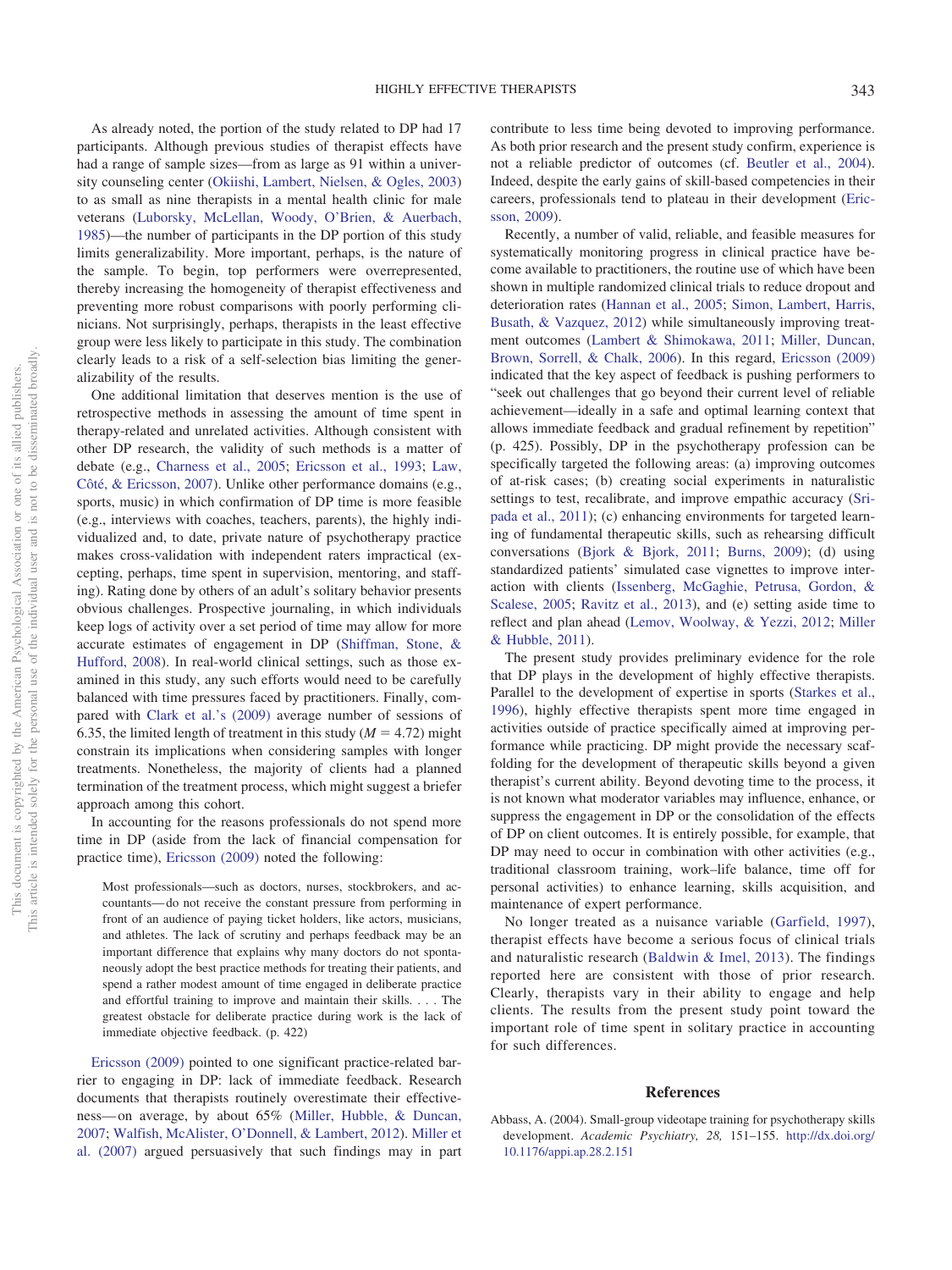As already noted, the portion of the study related to DP had 17 participants. Although previous studies of therapist effects have had a range of sample sizes—from as large as 91 within a university counseling center (Okiishi, Lambert, Nielsen, & Ogles, 2003) to as small as nine therapists in a mental health clinic for male veterans (Luborsky, McLellan, Woody, O'Brien, & Auerbach, 1985)—the number of participants in the DP portion of this study limits generalizability. More important, perhaps, is the nature of the sample. To begin, top performers were overrepresented, thereby increasing the homogeneity of therapist effectiveness and preventing more robust comparisons with poorly performing clinicians. Not surprisingly, perhaps, therapists in the least effective group were less likely to participate in this study. The combination clearly leads to a risk of a self-selection bias limiting the generalizability of the results.

One additional limitation that deserves mention is the use of retrospective methods in assessing the amount of time spent in therapy-related and unrelated activities. Although consistent with other DP research, the validity of such methods is a matter of debate (e.g., Charness et al., 2005; Ericsson et al., 1993; Law, Côté, & Ericsson, 2007). Unlike other performance domains (e.g., sports, music) in which confirmation of DP time is more feasible (e.g., interviews with coaches, teachers, parents), the highly individualized and, to date, private nature of psychotherapy practice makes cross-validation with independent raters impractical (excepting, perhaps, time spent in supervision, mentoring, and staffing). Rating done by others of an adult's solitary behavior presents obvious challenges. Prospective journaling, in which individuals keep logs of activity over a set period of time may allow for more accurate estimates of engagement in DP (Shiffman, Stone, & Hufford, 2008). In real-world clinical settings, such as those examined in this study, any such efforts would need to be carefully balanced with time pressures faced by practitioners. Finally, compared with Clark et al.'s (2009) average number of sessions of 6.35, the limited length of treatment in this study ($M = 4.72$) might constrain its implications when considering samples with longer treatments. Nonetheless, the majority of clients had a planned termination of the treatment process, which might suggest a briefer approach among this cohort.

In accounting for the reasons professionals do not spend more time in DP (aside from the lack of financial compensation for practice time), Ericsson (2009) noted the following:

> Most professionals—such as doctors, nurses, stockbrokers, and accountants—do not receive the constant pressure from performing in front of an audience of paying ticket holders, like actors, musicians, and athletes. The lack of scrutiny and perhaps feedback may be an important difference that explains why many doctors do not spontaneously adopt the best practice methods for treating their patients, and spend a rather modest amount of time engaged in deliberate practice and effortful training to improve and maintain their skills. . . . The greatest obstacle for deliberate practice during work is the lack of immediate objective feedback. (p. 422)

Ericsson (2009) pointed to one significant practice-related barrier to engaging in DP: lack of immediate feedback. Research documents that therapists routinely overestimate their effectiveness—on average, by about 65% (Miller, Hubble, & Duncan, 2007; Walfish, McAlister, O'Donnell, & Lambert, 2012). Miller et al. (2007) argued persuasively that such findings may in part contribute to less time being devoted to improving performance. As both prior research and the present study confirm, experience is not a reliable predictor of outcomes (cf. Beutler et al., 2004). Indeed, despite the early gains of skill-based competencies in their careers, professionals tend to plateau in their development (Ericsson, 2009).

Recently, a number of valid, reliable, and feasible measures for systematically monitoring progress in clinical practice have become available to practitioners, the routine use of which have been shown in multiple randomized clinical trials to reduce dropout and deterioration rates (Hannan et al., 2005; Simon, Lambert, Harris, Busath, & Vazquez, 2012) while simultaneously improving treatment outcomes (Lambert & Shimokawa, 2011; Miller, Duncan, Brown, Sorrell, & Chalk, 2006). In this regard, Ericsson (2009) indicated that the key aspect of feedback is pushing performers to "seek out challenges that go beyond their current level of reliable achievement—ideally in a safe and optimal learning context that allows immediate feedback and gradual refinement by repetition" (p. 425). Possibly, DP in the psychotherapy profession can be specifically targeted the following areas: (a) improving outcomes of at-risk cases; (b) creating social experiments in naturalistic settings to test, recalibrate, and improve empathic accuracy (Sripada et al., 2011); (c) enhancing environments for targeted learning of fundamental therapeutic skills, such as rehearsing difficult conversations (Bjork & Bjork, 2011; Burns, 2009); (d) using standardized patients' simulated case vignettes to improve interaction with clients (Issenberg, McGaghie, Petrusa, Gordon, & Scalese, 2005; Ravitz et al., 2013), and (e) setting aside time to reflect and plan ahead (Lemov, Woolway, & Yezzi, 2012; Miller & Hubble, 2011).

The present study provides preliminary evidence for the role that DP plays in the development of highly effective therapists. Parallel to the development of expertise in sports (Starkes et al., 1996), highly effective therapists spent more time engaged in activities outside of practice specifically aimed at improving performance while practicing. DP might provide the necessary scaffolding for the development of therapeutic skills beyond a given therapist's current ability. Beyond devoting time to the process, it is not known what moderator variables may influence, enhance, or suppress the engagement in DP or the consolidation of the effects of DP on client outcomes. It is entirely possible, for example, that DP may need to occur in combination with other activities (e.g., traditional classroom training, work–life balance, time off for personal activities) to enhance learning, skills acquisition, and maintenance of expert performance.

No longer treated as a nuisance variable (Garfield, 1997), therapist effects have become a serious focus of clinical trials and naturalistic research (Baldwin & Imel, 2013). The findings reported here are consistent with those of prior research. Clearly, therapists vary in their ability to engage and help clients. The results from the present study point toward the important role of time spent in solitary practice in accounting for such differences.

## References

Abbass, A. (2004). Small-group videotape training for psychotherapy skills development. *Academic Psychiatry, 28,* 151–155. http://dx.doi.org/10.1176/appi.ap.28.2.151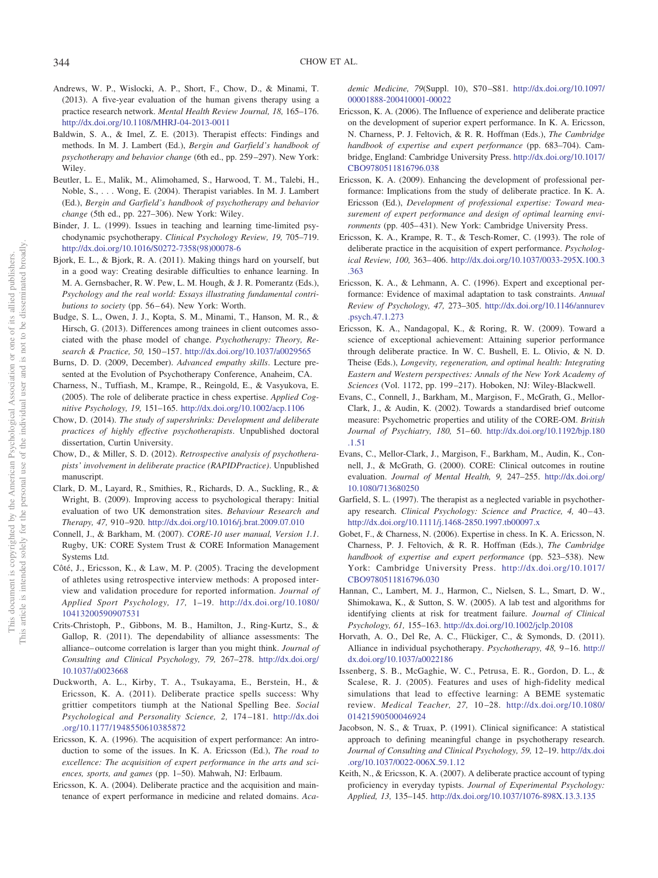Andrews, W. P., Wislocki, A. P., Short, F., Chow, D., & Minami, T. (2013). A five-year evaluation of the human givens therapy using a practice research network. *Mental Health Review Journal, 18,* 165–176. http://dx.doi.org/10.1108/MHRJ-04-2013-0011

Baldwin, S. A., & Imel, Z. E. (2013). Therapist effects: Findings and methods. In M. J. Lambert (Ed.), *Bergin and Garfield's handbook of psychotherapy and behavior change* (6th ed., pp. 259–297). New York: Wiley.

Beutler, L. E., Malik, M., Alimohamed, S., Harwood, T. M., Talebi, H., Noble, S., . . . Wong, E. (2004). Therapist variables. In M. J. Lambert (Ed.), *Bergin and Garfield's handbook of psychotherapy and behavior change* (5th ed., pp. 227–306). New York: Wiley.

Binder, J. L. (1999). Issues in teaching and learning time-limited psychodynamic psychotherapy. *Clinical Psychology Review, 19,* 705–719. http://dx.doi.org/10.1016/S0272-7358(98)00078-6

Bjork, E. L., & Bjork, R. A. (2011). Making things hard on yourself, but in a good way: Creating desirable difficulties to enhance learning. In M. A. Gernsbacher, R. W. Pew, L. M. Hough, & J. R. Pomerantz (Eds.), *Psychology and the real world: Essays illustrating fundamental contributions to society* (pp. 56–64). New York: Worth.

Budge, S. L., Owen, J. J., Kopta, S. M., Minami, T., Hanson, M. R., & Hirsch, G. (2013). Differences among trainees in client outcomes associated with the phase model of change. *Psychotherapy: Theory, Research & Practice, 50,* 150–157. http://dx.doi.org/10.1037/a0029565

Burns, D. D. (2009, December). *Advanced empathy skills*. Lecture presented at the Evolution of Psychotherapy Conference, Anaheim, CA.

Charness, N., Tuffiash, M., Krampe, R., Reingold, E., & Vasyukova, E. (2005). The role of deliberate practice in chess expertise. *Applied Cognitive Psychology, 19,* 151–165. http://dx.doi.org/10.1002/acp.1106

Chow, D. (2014). *The study of supershrinks: Development and deliberate practices of highly effective psychotherapists*. Unpublished doctoral dissertation, Curtin University.

Chow, D., & Miller, S. D. (2012). *Retrospective analysis of psychotherapists' involvement in deliberate practice (RAPIDPractice)*. Unpublished manuscript.

Clark, D. M., Layard, R., Smithies, R., Richards, D. A., Suckling, R., & Wright, B. (2009). Improving access to psychological therapy: Initial evaluation of two UK demonstration sites. *Behaviour Research and Therapy, 47,* 910–920. http://dx.doi.org/10.1016/j.brat.2009.07.010

Connell, J., & Barkham, M. (2007). *CORE-10 user manual, Version 1.1*. Rugby, UK: CORE System Trust & CORE Information Management Systems Ltd.

Côté, J., Ericsson, K., & Law, M. P. (2005). Tracing the development of athletes using retrospective interview methods: A proposed interview and validation procedure for reported information. *Journal of Applied Sport Psychology, 17,* 1–19. http://dx.doi.org/10.1080/10413200590907531

Crits-Christoph, P., Gibbons, M. B., Hamilton, J., Ring-Kurtz, S., & Gallop, R. (2011). The dependability of alliance assessments: The alliance–outcome correlation is larger than you might think. *Journal of Consulting and Clinical Psychology, 79,* 267–278. http://dx.doi.org/10.1037/a0023668

Duckworth, A. L., Kirby, T. A., Tsukayama, E., Berstein, H., & Ericsson, K. A. (2011). Deliberate practice spells success: Why grittier competitors tiumph at the National Spelling Bee. *Social Psychological and Personality Science, 2,* 174–181. http://dx.doi.org/10.1177/1948550610385872

Ericsson, K. A. (1996). The acquisition of expert performance: An introduction to some of the issues. In K. A. Ericsson (Ed.), *The road to excellence: The acquisition of expert performance in the arts and sciences, sports, and games* (pp. 1–50). Mahwah, NJ: Erlbaum.

Ericsson, K. A. (2004). Deliberate practice and the acquisition and maintenance of expert performance in medicine and related domains. *Academic Medicine, 79*(Suppl. 10), S70–S81. http://dx.doi.org/10.1097/00001888-200410001-00022

Ericsson, K. A. (2006). The Influence of experience and deliberate practice on the development of superior expert performance. In K. A. Ericsson, N. Charness, P. J. Feltovich, & R. R. Hoffman (Eds.), *The Cambridge handbook of expertise and expert performance* (pp. 683–704). Cambridge, England: Cambridge University Press. http://dx.doi.org/10.1017/CBO9780511816796.038

Ericsson, K. A. (2009). Enhancing the development of professional performance: Implications from the study of deliberate practice. In K. A. Ericsson (Ed.), *Development of professional expertise: Toward measurement of expert performance and design of optimal learning environments* (pp. 405–431). New York: Cambridge University Press.

Ericsson, K. A., Krampe, R. T., & Tesch-Romer, C. (1993). The role of deliberate practice in the acquisition of expert performance. *Psychological Review, 100,* 363–406. http://dx.doi.org/10.1037/0033-295X.100.3.363

Ericsson, K. A., & Lehmann, A. C. (1996). Expert and exceptional performance: Evidence of maximal adaptation to task constraints. *Annual Review of Psychology, 47,* 273–305. http://dx.doi.org/10.1146/annurev.psych.47.1.273

Ericsson, K. A., Nandagopal, K., & Roring, R. W. (2009). Toward a science of exceptional achievement: Attaining superior performance through deliberate practice. In W. C. Bushell, E. L. Olivio, & N. D. Theise (Eds.), *Longevity, regeneration, and optimal health: Integrating Eastern and Western perspectives: Annals of the New York Academy of Sciences* (Vol. 1172, pp. 199–217). Hoboken, NJ: Wiley-Blackwell.

Evans, C., Connell, J., Barkham, M., Margison, F., McGrath, G., Mellor-Clark, J., & Audin, K. (2002). Towards a standardised brief outcome measure: Psychometric properties and utility of the CORE-OM. *British Journal of Psychiatry, 180,* 51–60. http://dx.doi.org/10.1192/bjp.180.1.51

Evans, C., Mellor-Clark, J., Margison, F., Barkham, M., Audin, K., Connell, J., & McGrath, G. (2000). CORE: Clinical outcomes in routine evaluation. *Journal of Mental Health, 9,* 247–255. http://dx.doi.org/10.1080/713680250

Garfield, S. L. (1997). The therapist as a neglected variable in psychotherapy research. *Clinical Psychology: Science and Practice, 4,* 40–43. http://dx.doi.org/10.1111/j.1468-2850.1997.tb00097.x

Gobet, F., & Charness, N. (2006). Expertise in chess. In K. A. Ericsson, N. Charness, P. J. Feltovich, & R. R. Hoffman (Eds.), *The Cambridge handbook of expertise and expert performance* (pp. 523–538). New York: Cambridge University Press. http://dx.doi.org/10.1017/CBO9780511816796.030

Hannan, C., Lambert, M. J., Harmon, C., Nielsen, S. L., Smart, D. W., Shimokawa, K., & Sutton, S. W. (2005). A lab test and algorithms for identifying clients at risk for treatment failure. *Journal of Clinical Psychology, 61,* 155–163. http://dx.doi.org/10.1002/jclp.20108

Horvath, A. O., Del Re, A. C., Flückiger, C., & Symonds, D. (2011). Alliance in individual psychotherapy. *Psychotherapy, 48,* 9–16. http://dx.doi.org/10.1037/a0022186

Issenberg, S. B., McGaghie, W. C., Petrusa, E. R., Gordon, D. L., & Scalese, R. J. (2005). Features and uses of high-fidelity medical simulations that lead to effective learning: A BEME systematic review. *Medical Teacher, 27,* 10–28. http://dx.doi.org/10.1080/01421590500046924

Jacobson, N. S., & Truax, P. (1991). Clinical significance: A statistical approach to defining meaningful change in psychotherapy research. *Journal of Consulting and Clinical Psychology, 59,* 12–19. http://dx.doi.org/10.1037/0022-006X.59.1.12

Keith, N., & Ericsson, K. A. (2007). A deliberate practice account of typing proficiency in everyday typists. *Journal of Experimental Psychology: Applied, 13,* 135–145. http://dx.doi.org/10.1037/1076-898X.13.3.135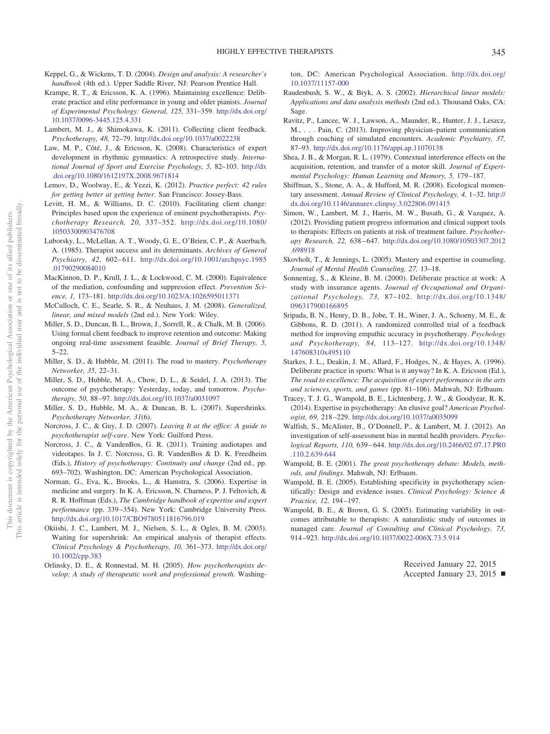Keppel, G., & Wickens, T. D. (2004). *Design and analysis: A researcher's handbook* (4th ed.). Upper Saddle River, NJ: Pearson Prentice Hall.

Krampe, R. T., & Ericsson, K. A. (1996). Maintaining excellence: Deliberate practice and elite performance in young and older pianists. *Journal of Experimental Psychology: General, 125,* 331–359. http://dx.doi.org/10.1037/0096-3445.125.4.331

Lambert, M. J., & Shimokawa, K. (2011). Collecting client feedback. *Psychotherapy, 48,* 72–79. http://dx.doi.org/10.1037/a0022238

Law, M. P., Côté, J., & Ericsson, K. (2008). Characteristics of expert development in rhythmic gymnastics: A retrospective study. *International Journal of Sport and Exercise Psychology, 5,* 82–103. http://dx.doi.org/10.1080/1612197X.2008.9671814

Lemov, D., Woolway, E., & Yezzi, K. (2012). *Practice perfect: 42 rules for getting better at getting better*. San Francisco: Jossey-Bass.

Levitt, H. M., & Williams, D. C. (2010). Facilitating client change: Principles based upon the experience of eminent psychotherapists. *Psychotherapy Research, 20,* 337–352. http://dx.doi.org/10.1080/10503300903476708

Luborsky, L., McLellan, A. T., Woody, G. E., O'Brien, C. P., & Auerbach, A. (1985). Therapist success and its determinants. *Archives of General Psychiatry, 42,* 602–611. http://dx.doi.org/10.1001/archpsyc.1985.01790290084010

MacKinnon, D. P., Krull, J. L., & Lockwood, C. M. (2000). Equivalence of the mediation, confounding and suppression effect. *Prevention Science, 1,* 173–181. http://dx.doi.org/10.1023/A:1026595011371

McCulloch, C. E., Searle, S. R., & Neuhaus, J. M. (2008). *Generalized, linear, and mixed models* (2nd ed.). New York: Wiley.

Miller, S. D., Duncan, B. L., Brown, J., Sorrell, R., & Chalk, M. B. (2006). Using formal client feedback to improve retention and outcome: Making ongoing real-time assessment feasible. *Journal of Brief Therapy, 5,* 5–22.

Miller, S. D., & Hubble, M. (2011). The road to mastery. *Psychotherapy Networker, 35,* 22–31.

Miller, S. D., Hubble, M. A., Chow, D. L., & Seidel, J. A. (2013). The outcome of psychotherapy: Yesterday, today, and tomorrow. *Psychotherapy, 50,* 88–97. http://dx.doi.org/10.1037/a0031097

Miller, S. D., Hubble, M. A., & Duncan, B. L. (2007). Supershrinks. *Psychotherapy Networker, 31*(6).

Norcross, J. C., & Guy, J. D. (2007). *Leaving It at the office: A guide to psychotherapist self-care*. New York: Guilford Press.

Norcross, J. C., & VandenBos, G. R. (2011). Training audiotapes and videotapes. In J. C. Norcross, G. R. VandenBos & D. K. Freedheim (Eds.), *History of psychotherapy: Continuity and change* (2nd ed., pp. 693–702). Washington, DC: American Psychological Association.

Norman, G., Eva, K., Brooks, L., & Hamstra, S. (2006). Expertise in medicine and surgery. In K. A. Ericsson, N. Charness, P. J. Feltovich, & R. R. Hoffman (Eds.), *The Cambridge handbook of expertise and expert performance* (pp. 339–354). New York: Cambridge University Press. http://dx.doi.org/10.1017/CBO9780511816796.019

Okiishi, J. C., Lambert, M. J., Nielsen, S. L., & Ogles, B. M. (2003). Waiting for supershrink: An empirical analysis of therapist effects. *Clinical Psychology & Psychotherapy, 10,* 361–373. http://dx.doi.org/10.1002/cpp.383

Orlinsky, D. E., & Ronnestad, M. H. (2005). *How psychotherapists develop: A study of therapeutic work and professional growth*. Washington, DC: American Psychological Association. http://dx.doi.org/10.1037/11157-000

Raudenbush, S. W., & Bryk, A. S. (2002). *Hierarchical linear models: Applications and data analysis methods* (2nd ed.). Thousand Oaks, CA: Sage.

Ravitz, P., Lancee, W. J., Lawson, A., Maunder, R., Hunter, J. J., Leszcz, M., . . . Pain, C. (2013). Improving physician–patient communication through coaching of simulated encounters. *Academic Psychiatry, 37,* 87–93. http://dx.doi.org/10.1176/appi.ap.11070138

Shea, J. B., & Morgan, R. L. (1979). Contextual interference effects on the acquisition, retention, and transfer of a motor skill. *Journal of Experimental Psychology: Human Learning and Memory, 5,* 179–187.

Shiffman, S., Stone, A. A., & Hufford, M. R. (2008). Ecological momentary assessment. *Annual Review of Clinical Psychology, 4,* 1–32. http://dx.doi.org/10.1146/annurev.clinpsy.3.022806.091415

Simon, W., Lambert, M. J., Harris, M. W., Busath, G., & Vazquez, A. (2012). Providing patient progress information and clinical support tools to therapists: Effects on patients at risk of treatment failure. *Psychotherapy Research, 22,* 638–647. http://dx.doi.org/10.1080/10503307.2012.698918

Skovholt, T., & Jennings, L. (2005). Mastery and expertise in counseling. *Journal of Mental Health Counseling, 27,* 13–18.

Sonnentag, S., & Kleine, B. M. (2000). Deliberate practice at work: A study with insurance agents. *Journal of Occupational and Organizational Psychology, 73,* 87–102. http://dx.doi.org/10.1348/096317900166895

Sripada, B. N., Henry, D. B., Jobe, T. H., Winer, J. A., Schoeny, M. E., & Gibbons, R. D. (2011). A randomized controlled trial of a feedback method for improving empathic accuracy in psychotherapy. *Psychology and Psychotherapy, 84,* 113–127. http://dx.doi.org/10.1348/147608310x495110

Starkes, J. L., Deakin, J. M., Allard, F., Hodges, N., & Hayes, A. (1996). Deliberate practice in sports: What is it anyway? In K. A. Ericsson (Ed.), *The road to excellence: The acquisition of expert performance in the arts and sciences, sports, and games* (pp. 81–106). Mahwah, NJ: Erlbaum.

Tracey, T. J. G., Wampold, B. E., Lichtenberg, J. W., & Goodyear, R. K. (2014). Expertise in psychotherapy: An elusive goal? *American Psychologist, 69,* 218–229. http://dx.doi.org/10.1037/a0035099

Walfish, S., McAlister, B., O'Donnell, P., & Lambert, M. J. (2012). An investigation of self-assessment bias in mental health providers. *Psychological Reports, 110,* 639–644. http://dx.doi.org/10.2466/02.07.17.PR0.110.2.639-644

Wampold, B. E. (2001). *The great psychotherapy debate: Models, methods, and findings*. Mahwah, NJ: Erlbaum.

Wampold, B. E. (2005). Establishing specificity in psychotherapy scientifically: Design and evidence issues. *Clinical Psychology: Science & Practice, 12,* 194–197.

Wampold, B. E., & Brown, G. S. (2005). Estimating variability in outcomes attributable to therapists: A naturalistic study of outcomes in managed care. *Journal of Consulting and Clinical Psychology, 73,* 914–923. http://dx.doi.org/10.1037/0022-006X.73.5.914

Received January 22, 2015
Accepted January 23, 2015 ■